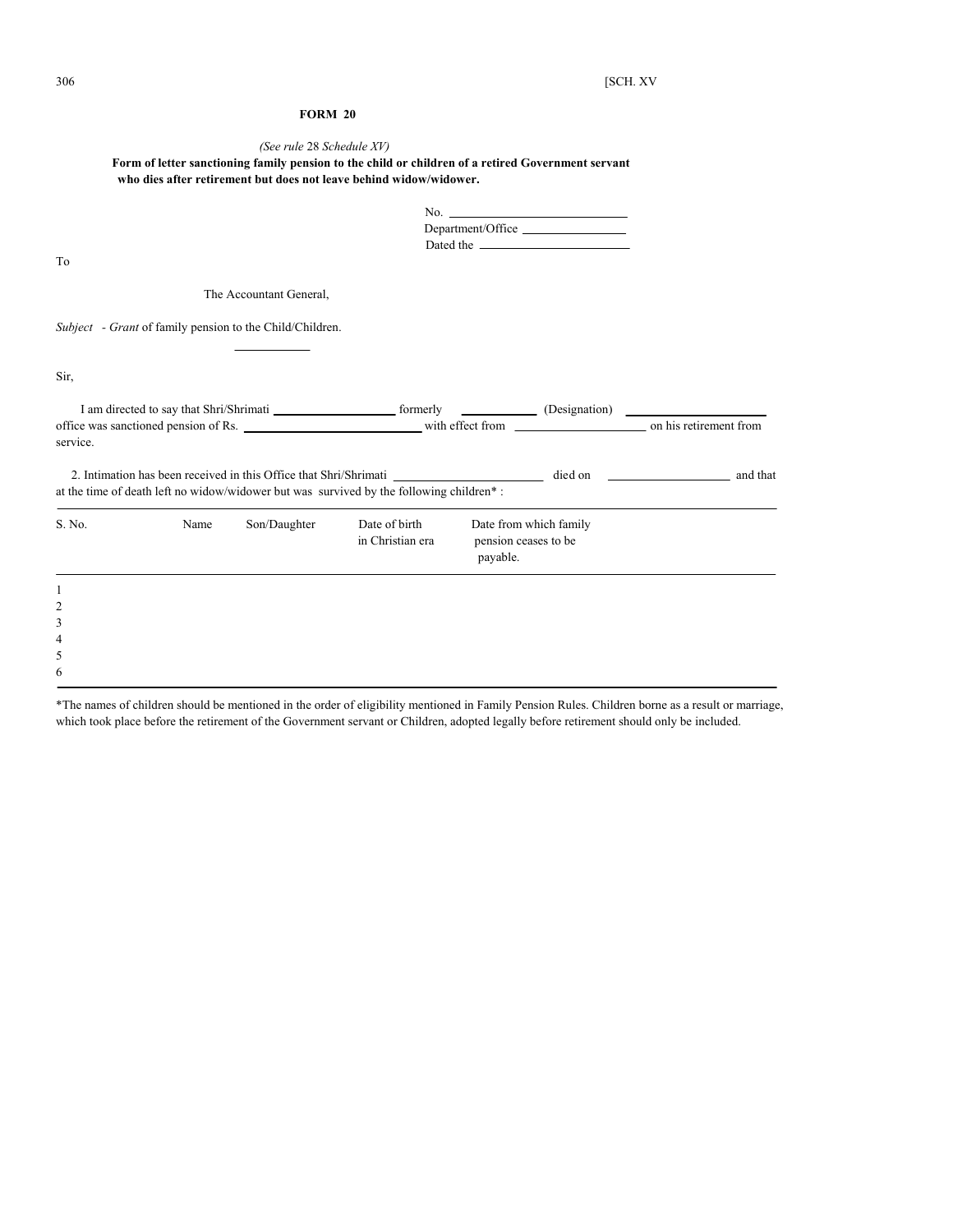## FORM 20

*(See rule* 28 *Schedule XV)*

**Form of letter sanctioning family pension to the child or children of a retired Government servant who dies after retirement but does not leave behind widow/widower.**

No. ____________________
Department/Office ______________
Dated the ____________________

To

The Accountant General,

*Subject - Grant* of family pension to the Child/Children.

Sir,

I am directed to say that Shri/Shrimati ________________ formerly __________ (Designation) __________________ office was sanctioned pension of Rs. ______________________ with effect from __________________ on his retirement from service.

2. Intimation has been received in this Office that Shri/Shrimati ____________________ died on _________________ and that at the time of death left no widow/widower but was survived by the following children* :

| S. No. | Name | Son/Daughter | Date of birth in Christian era | Date from which family pension ceases to be payable. |
|---|---|---|---|---|
| 1 | | | | |
| 2 | | | | |
| 3 | | | | |
| 4 | | | | |
| 5 | | | | |
| 6 | | | | |

*The names of children should be mentioned in the order of eligibility mentioned in Family Pension Rules. Children borne as a result or marriage, which took place before the retirement of the Government servant or Children, adopted legally before retirement should only be included.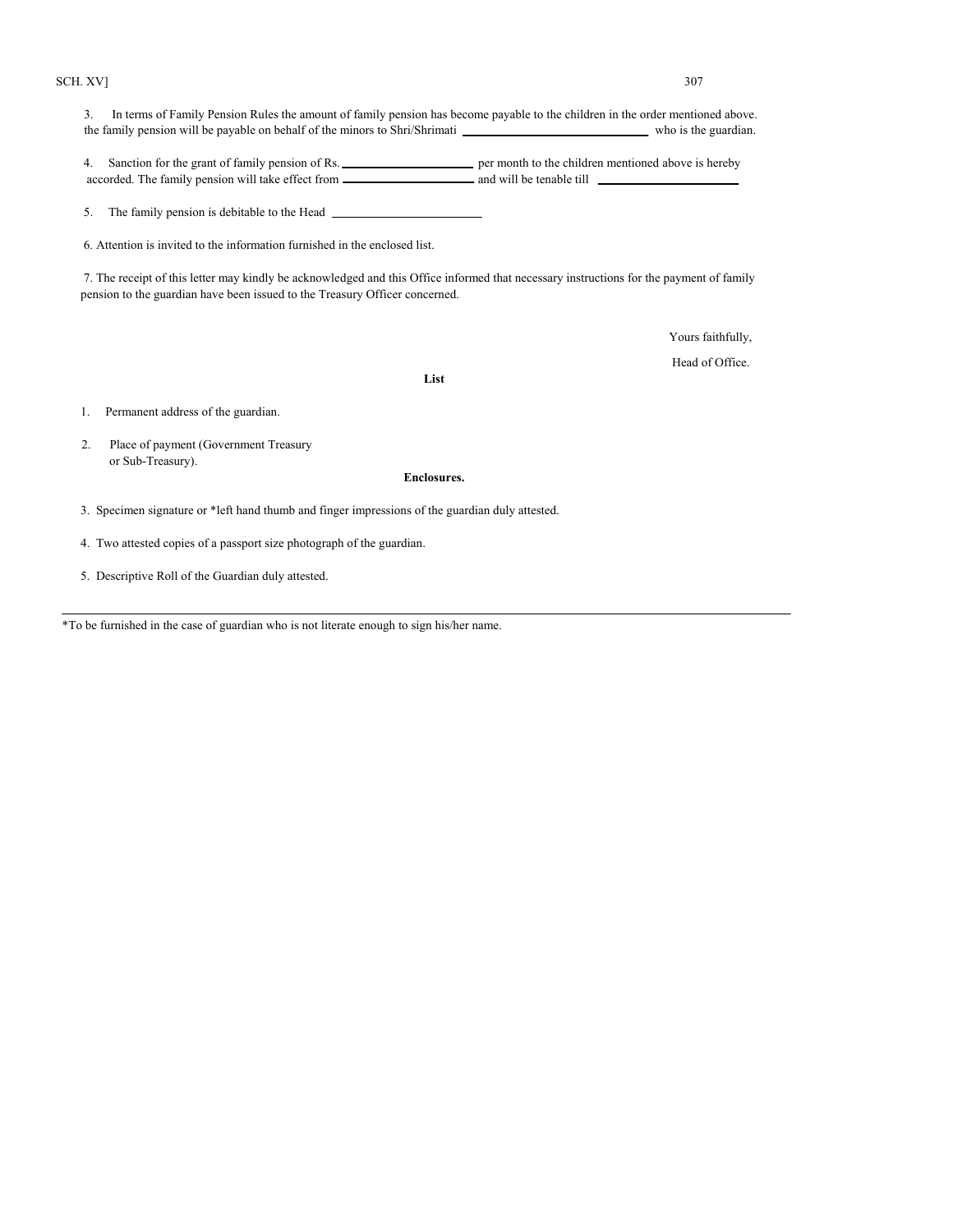3. In terms of Family Pension Rules the amount of family pension has become payable to the children in the order mentioned above. the family pension will be payable on behalf of the minors to Shri/Shrimati ____________________ who is the guardian.

4. Sanction for the grant of family pension of Rs. ____________________ per month to the children mentioned above is hereby accorded. The family pension will take effect from ____________________ and will be tenable till ____________________

5. The family pension is debitable to the Head ____________________

6. Attention is invited to the information furnished in the enclosed list.

7. The receipt of this letter may kindly be acknowledged and this Office informed that necessary instructions for the payment of family pension to the guardian have been issued to the Treasury Officer concerned.

Yours faithfully,

Head of Office.

**List**

1. Permanent address of the guardian.

2. Place of payment (Government Treasury or Sub-Treasury).

**Enclosures.**

3. Specimen signature or *left hand thumb and finger impressions of the guardian duly attested.

4. Two attested copies of a passport size photograph of the guardian.

5. Descriptive Roll of the Guardian duly attested.

---

*To be furnished in the case of guardian who is not literate enough to sign his/her name.